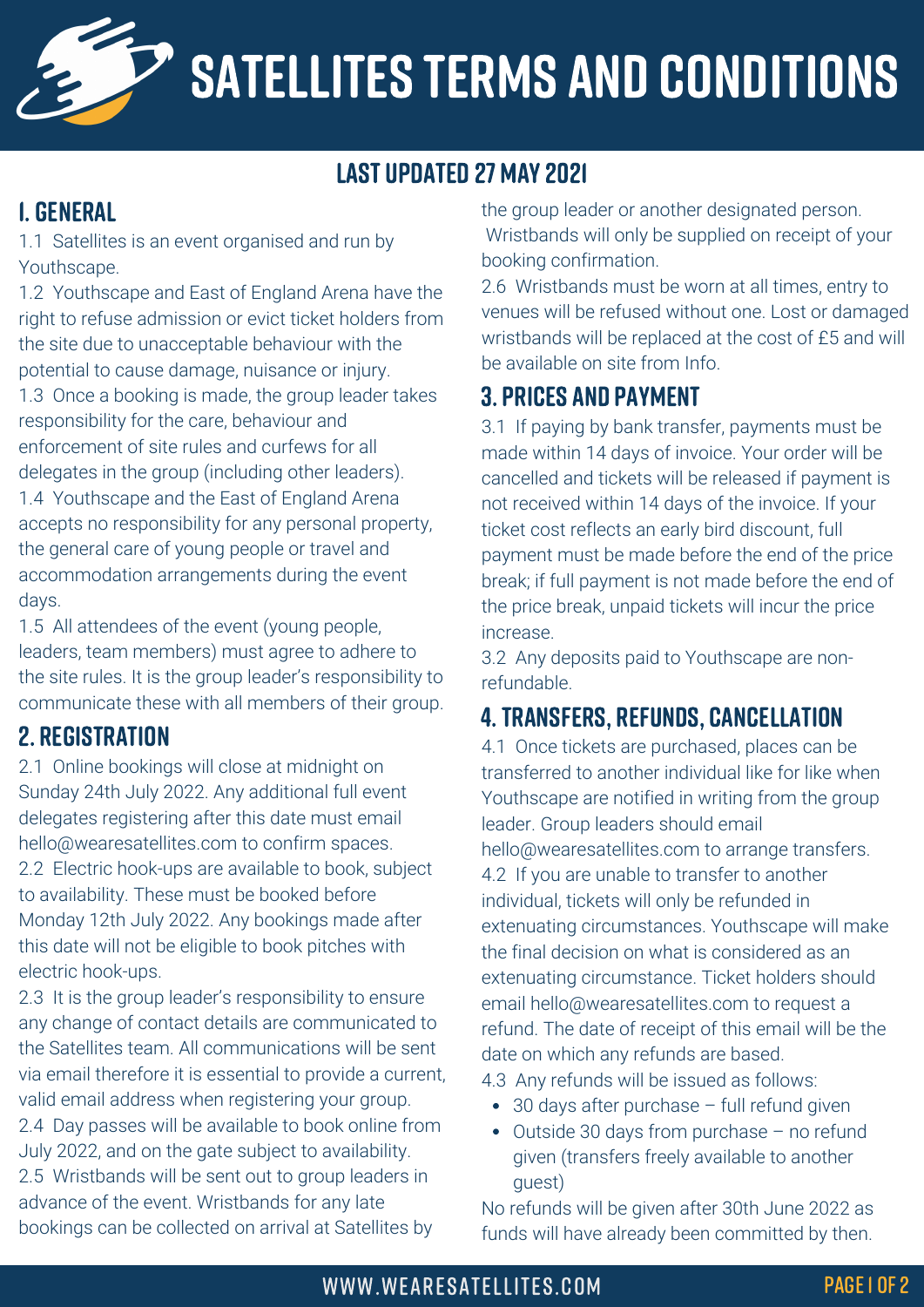# SATELLITES TERMS AND CONDITIONS

## LAST UPDATED 27 MAY 2021

## 1. GENERAL

1.1 Satellites is an event organised and run by Youthscape.

1.2 Youthscape and East of England Arena have the right to refuse admission or evict ticket holders from the site due to unacceptable behaviour with the potential to cause damage, nuisance or injury.

1.3 Once a booking is made, the group leader takes responsibility for the care, behaviour and enforcement of site rules and curfews for all delegates in the group (including other leaders).

1.4 Youthscape and the East of England Arena accepts no responsibility for any personal property, the general care of young people or travel and accommodation arrangements during the event days.

1.5 All attendees of the event (young people, leaders, team members) must agree to adhere to the site rules. It is the group leader's responsibility to communicate these with all members of their group.

## 2. REGISTRATION

2.1 Online bookings will close at midnight on Sunday 24th July 2022. Any additional full event delegates registering after this date must email hello@wearesatellites.com to confirm spaces.

2.2 Electric hook-ups are available to book, subject to availability. These must be booked before Monday 12th July 2022. Any bookings made after this date will not be eligible to book pitches with electric hook-ups.

2.3 It is the group leader's responsibility to ensure any change of contact details are communicated to the Satellites team. All communications will be sent via email therefore it is essential to provide a current, valid email address when registering your group.

2.4 Day passes will be available to book online from July 2022, and on the gate subject to availability.

2.5 Wristbands will be sent out to group leaders in advance of the event. Wristbands for any late bookings can be collected on arrival at Satellites by the group leader or another designated person. Wristbands will only be supplied on receipt of your booking confirmation.

2.6 Wristbands must be worn at all times, entry to venues will be refused without one. Lost or damaged wristbands will be replaced at the cost of £5 and will be available on site from Info.

## 3. PRICES AND PAYMENT

3.1 If paying by bank transfer, payments must be made within 14 days of invoice. Your order will be cancelled and tickets will be released if payment is not received within 14 days of the invoice. If your ticket cost reflects an early bird discount, full payment must be made before the end of the price break; if full payment is not made before the end of the price break, unpaid tickets will incur the price increase.

3.2 Any deposits paid to Youthscape are non-refundable.

## 4. TRANSFERS, REFUNDS, CANCELLATION

4.1 Once tickets are purchased, places can be transferred to another individual like for like when Youthscape are notified in writing from the group leader. Group leaders should email hello@wearesatellites.com to arrange transfers.

4.2 If you are unable to transfer to another individual, tickets will only be refunded in extenuating circumstances. Youthscape will make the final decision on what is considered as an extenuating circumstance. Ticket holders should email hello@wearesatellites.com to request a refund. The date of receipt of this email will be the date on which any refunds are based.

4.3 Any refunds will be issued as follows:

- 30 days after purchase – full refund given
- Outside 30 days from purchase – no refund given (transfers freely available to another guest)

No refunds will be given after 30th June 2022 as funds will have already been committed by then.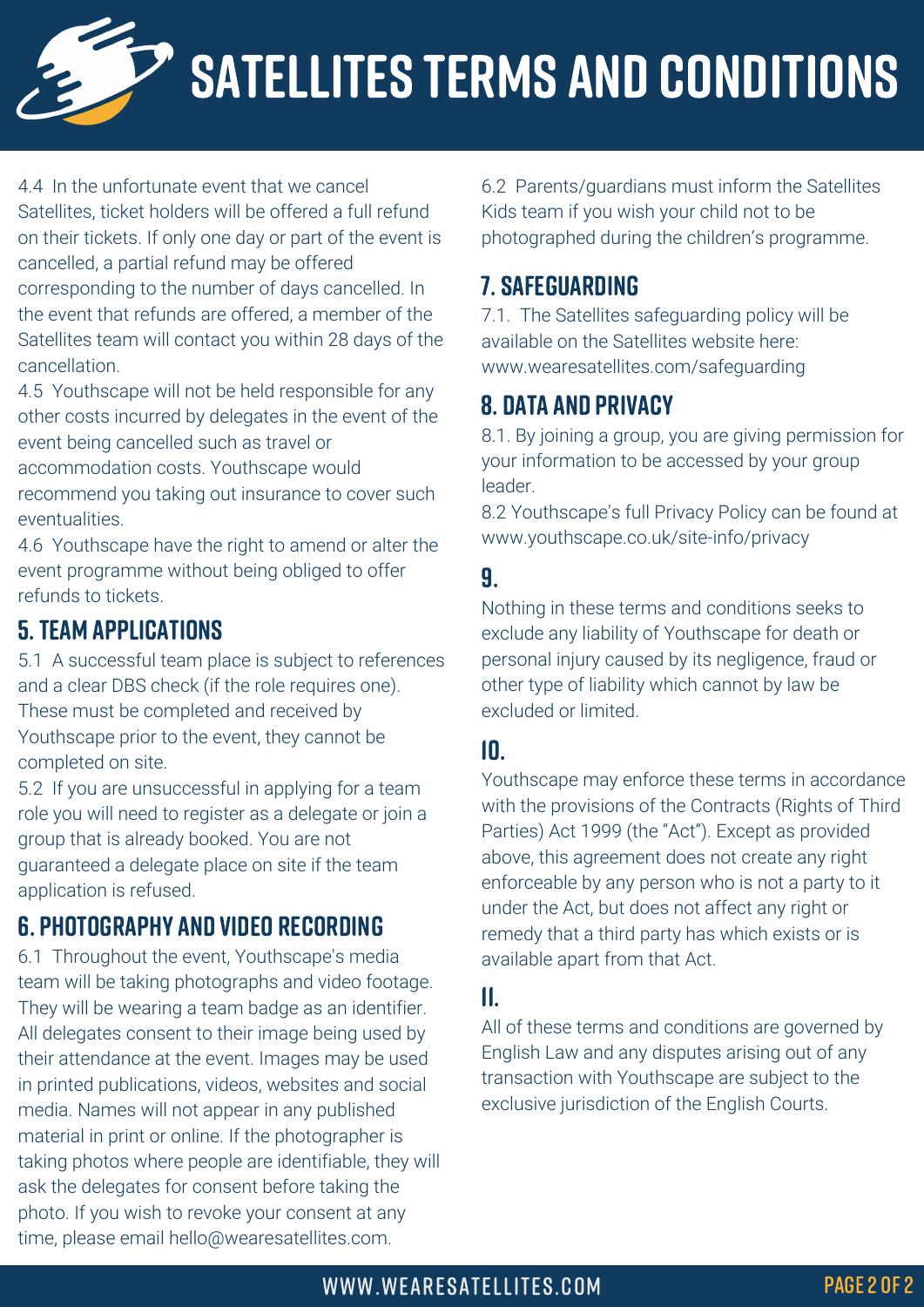# SATELLITES TERMS AND CONDITIONS

4.4 In the unfortunate event that we cancel Satellites, ticket holders will be offered a full refund on their tickets. If only one day or part of the event is cancelled, a partial refund may be offered corresponding to the number of days cancelled. In the event that refunds are offered, a member of the Satellites team will contact you within 28 days of the cancellation.

4.5 Youthscape will not be held responsible for any other costs incurred by delegates in the event of the event being cancelled such as travel or accommodation costs. Youthscape would recommend you taking out insurance to cover such eventualities.

4.6 Youthscape have the right to amend or alter the event programme without being obliged to offer refunds to tickets.

## 5. TEAM APPLICATIONS

5.1 A successful team place is subject to references and a clear DBS check (if the role requires one). These must be completed and received by Youthscape prior to the event, they cannot be completed on site.

5.2 If you are unsuccessful in applying for a team role you will need to register as a delegate or join a group that is already booked. You are not guaranteed a delegate place on site if the team application is refused.

## 6. PHOTOGRAPHY AND VIDEO RECORDING

6.1 Throughout the event, Youthscape's media team will be taking photographs and video footage. They will be wearing a team badge as an identifier. All delegates consent to their image being used by their attendance at the event. Images may be used in printed publications, videos, websites and social media. Names will not appear in any published material in print or online. If the photographer is taking photos where people are identifiable, they will ask the delegates for consent before taking the photo. If you wish to revoke your consent at any time, please email hello@wearesatellites.com.

6.2 Parents/guardians must inform the Satellites Kids team if you wish your child not to be photographed during the children's programme.

## 7. SAFEGUARDING

7.1. The Satellites safeguarding policy will be available on the Satellites website here: www.wearesatellites.com/safeguarding

## 8. DATA AND PRIVACY

8.1. By joining a group, you are giving permission for your information to be accessed by your group leader.

8.2 Youthscape's full Privacy Policy can be found at www.youthscape.co.uk/site-info/privacy

## 9.

Nothing in these terms and conditions seeks to exclude any liability of Youthscape for death or personal injury caused by its negligence, fraud or other type of liability which cannot by law be excluded or limited.

## 10.

Youthscape may enforce these terms in accordance with the provisions of the Contracts (Rights of Third Parties) Act 1999 (the "Act"). Except as provided above, this agreement does not create any right enforceable by any person who is not a party to it under the Act, but does not affect any right or remedy that a third party has which exists or is available apart from that Act.

## 11.

All of these terms and conditions are governed by English Law and any disputes arising out of any transaction with Youthscape are subject to the exclusive jurisdiction of the English Courts.

WWW.WEARESATELLITES.COM